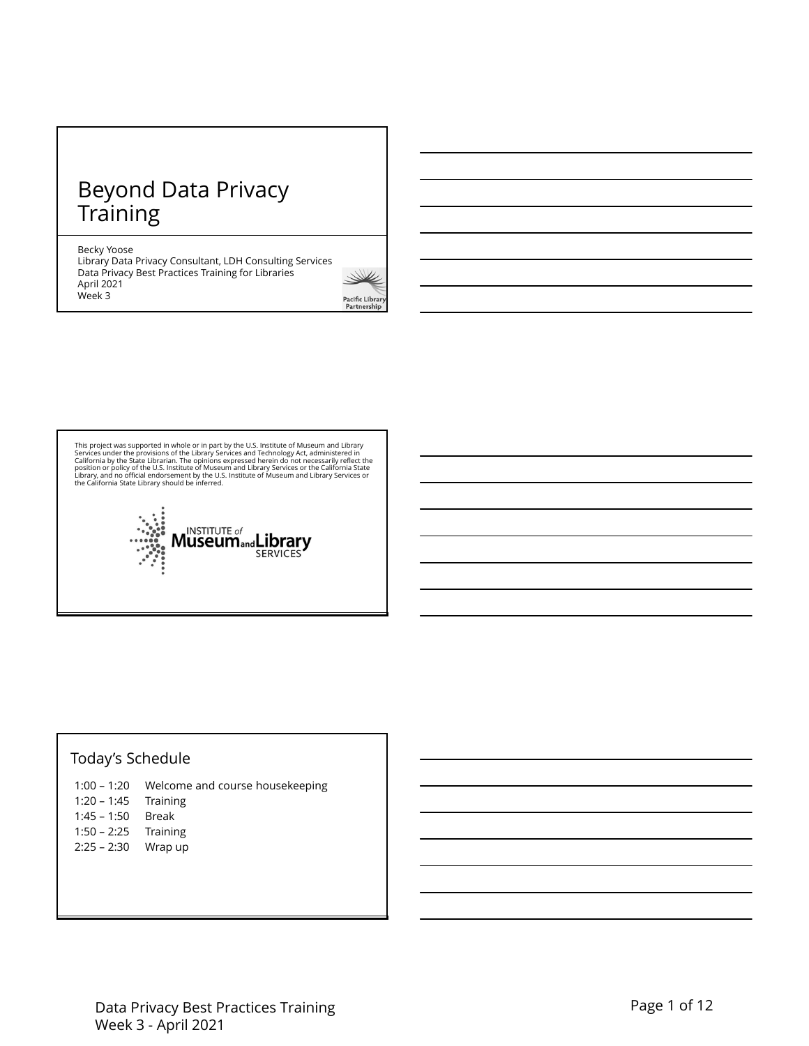# Beyond Data Privacy Training

Becky Yoose
Library Data Privacy Consultant, LDH Consulting Services
Data Privacy Best Practices Training for Libraries
April 2021
Week 3

Pacific Library Partnership

---

This project was supported in whole or in part by the U.S. Institute of Museum and Library Services under the provisions of the Library Services and Technology Act, administered in California by the State Librarian. The opinions expressed herein do not necessarily reflect the position or policy of the U.S. Institute of Museum and Library Services or the California State Library, and no official endorsement by the U.S. Institute of Museum and Library Services or the California State Library should be inferred.

INSTITUTE of Museum and Library SERVICES

---

## Today's Schedule

| | |
|---|---|
| 1:00 – 1:20 | Welcome and course housekeeping |
| 1:20 – 1:45 | Training |
| 1:45 – 1:50 | Break |
| 1:50 – 2:25 | Training |
| 2:25 – 2:30 | Wrap up |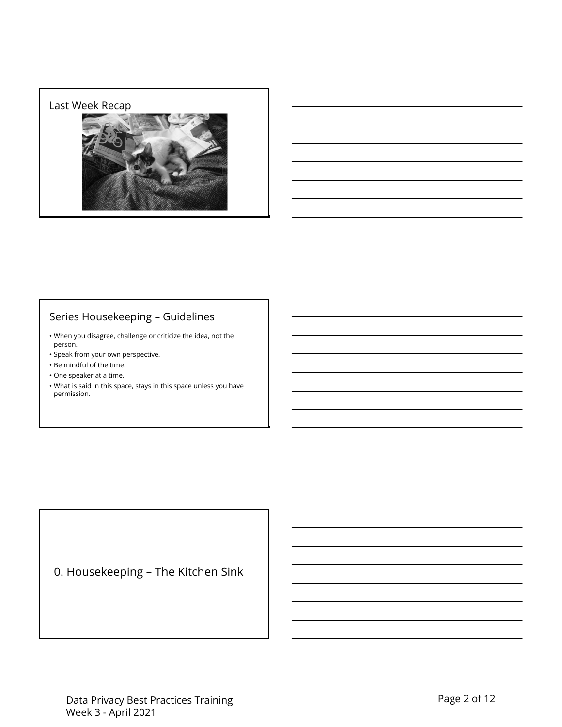## Last Week Recap

## Series Housekeeping – Guidelines

- When you disagree, challenge or criticize the idea, not the person.
- Speak from your own perspective.
- Be mindful of the time.
- One speaker at a time.
- What is said in this space, stays in this space unless you have permission.

## 0. Housekeeping – The Kitchen Sink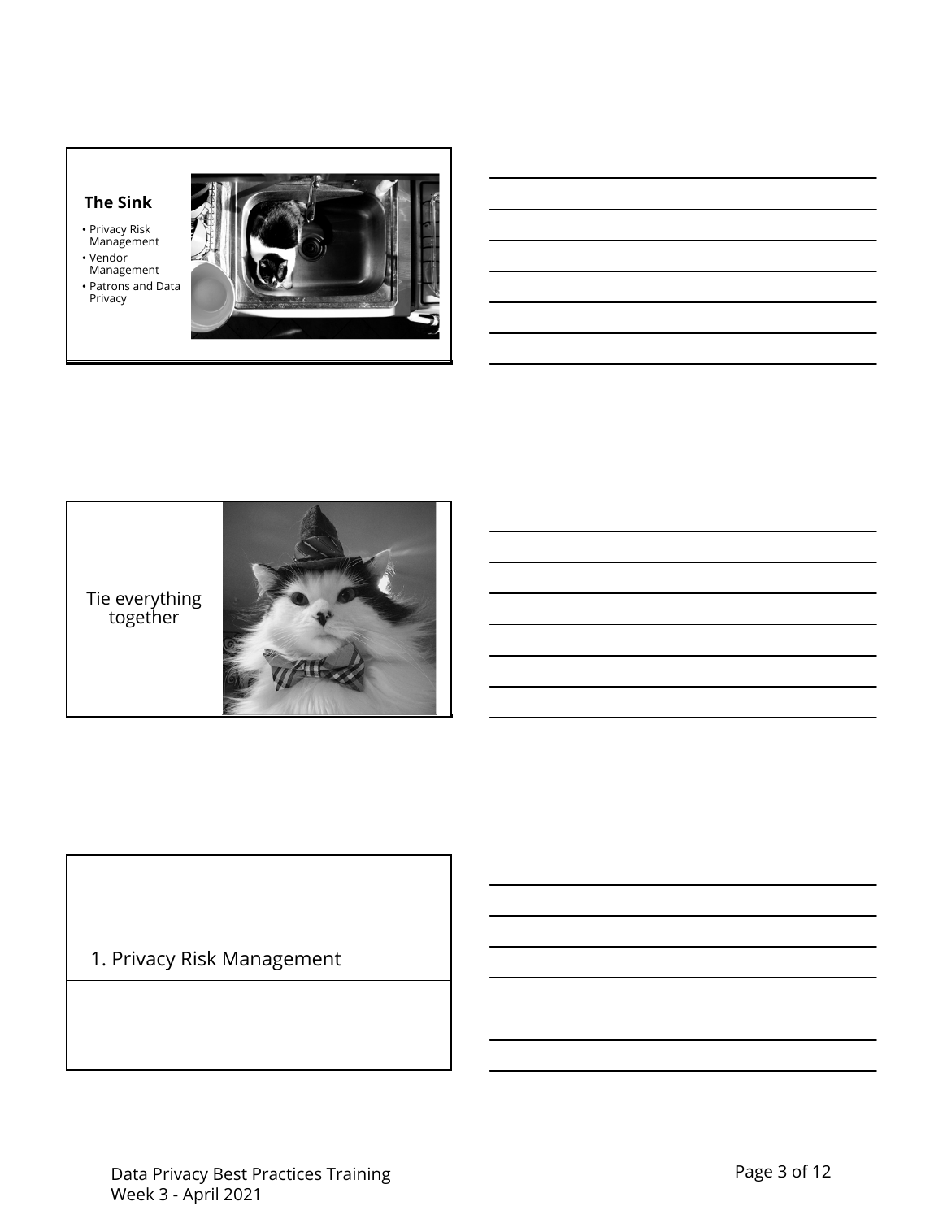## The Sink

- Privacy Risk Management
- Vendor Management
- Patrons and Data Privacy

Tie everything together

1. Privacy Risk Management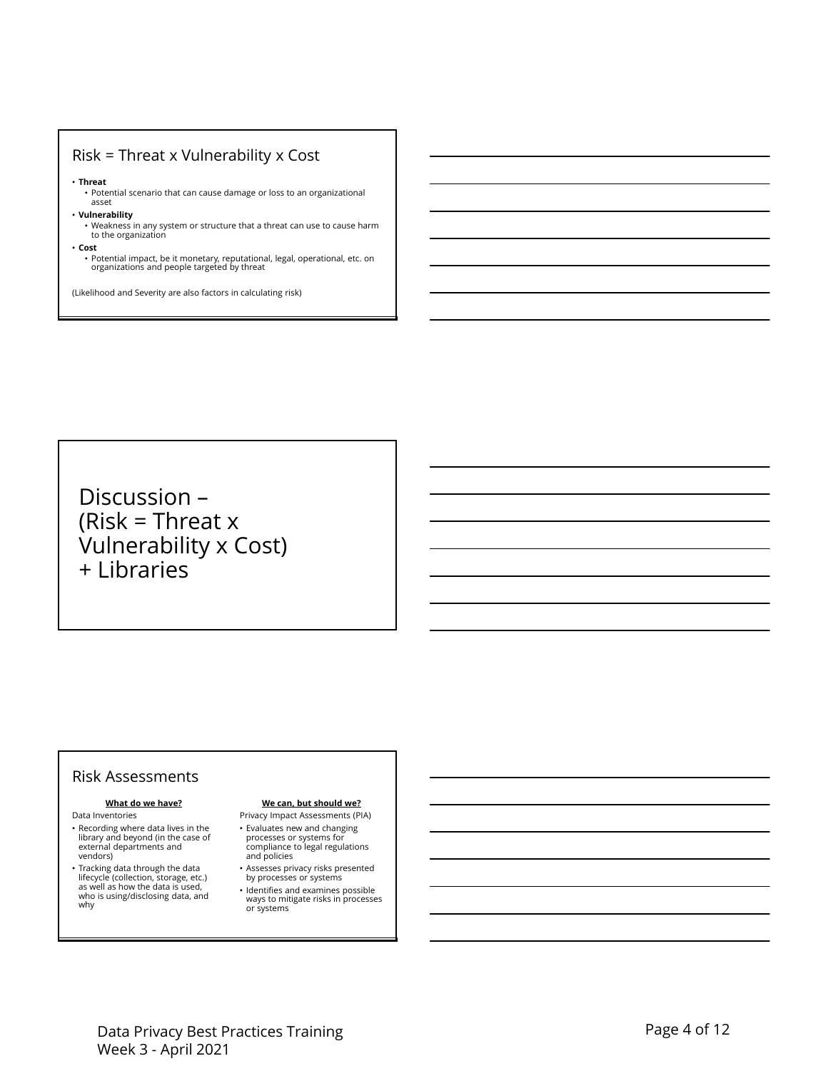## Risk = Threat x Vulnerability x Cost

- **Threat**
  - Potential scenario that can cause damage or loss to an organizational asset
- **Vulnerability**
  - Weakness in any system or structure that a threat can use to cause harm to the organization
- **Cost**
  - Potential impact, be it monetary, reputational, legal, operational, etc. on organizations and people targeted by threat

(Likelihood and Severity are also factors in calculating risk)

## Discussion – (Risk = Threat x Vulnerability x Cost) + Libraries

## Risk Assessments

**What do we have?**

Data Inventories

- Recording where data lives in the library and beyond (in the case of external departments and vendors)
- Tracking data through the data lifecycle (collection, storage, etc.) as well as how the data is used, who is using/disclosing data, and why

**We can, but should we?**

Privacy Impact Assessments (PIA)

- Evaluates new and changing processes or systems for compliance to legal regulations and policies
- Assesses privacy risks presented by processes or systems
- Identifies and examines possible ways to mitigate risks in processes or systems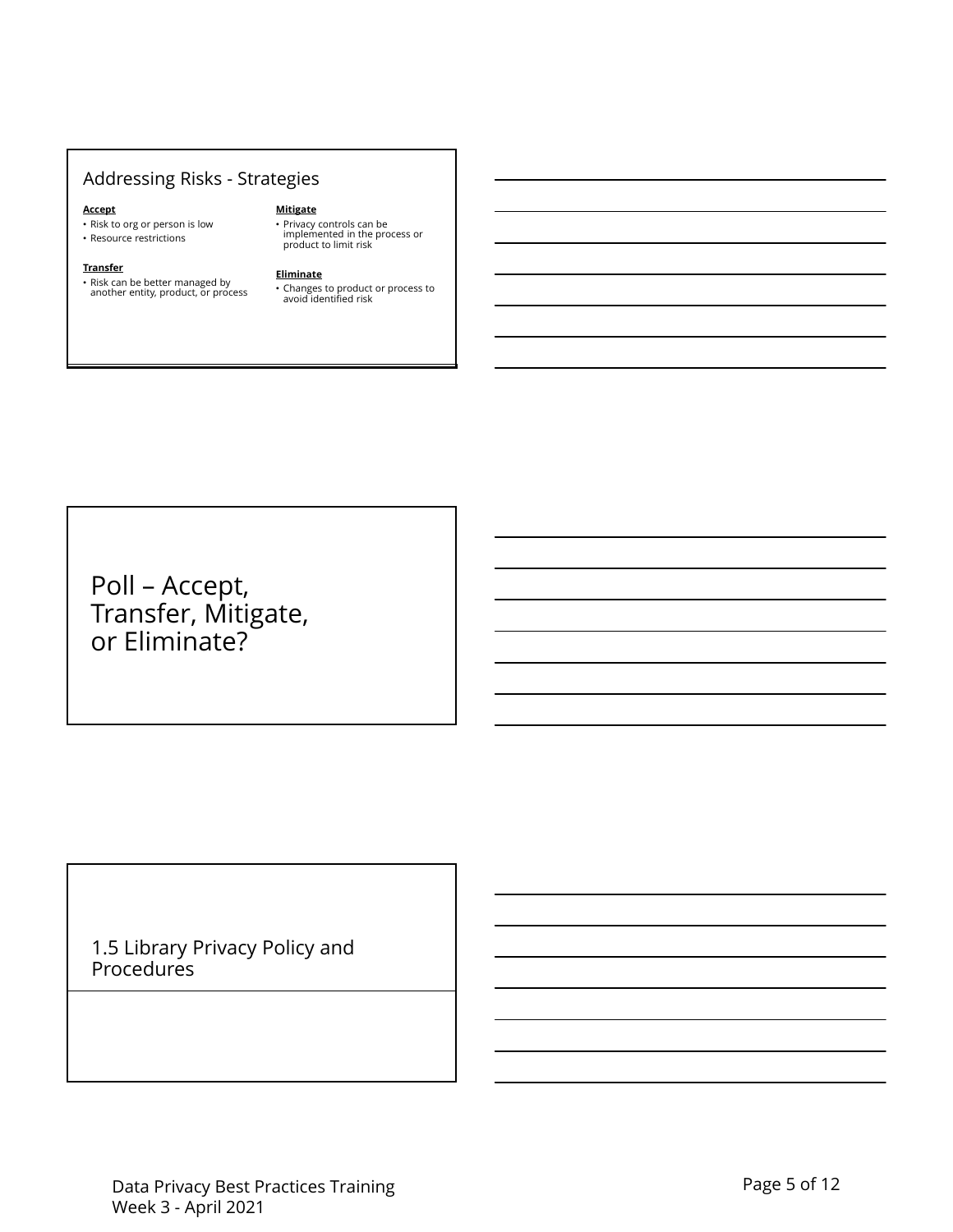## Addressing Risks - Strategies

**Accept**

- Risk to org or person is low
- Resource restrictions

**Transfer**

- Risk can be better managed by another entity, product, or process

**Mitigate**

- Privacy controls can be implemented in the process or product to limit risk

**Eliminate**

- Changes to product or process to avoid identified risk

## Poll – Accept, Transfer, Mitigate, or Eliminate?

## 1.5 Library Privacy Policy and Procedures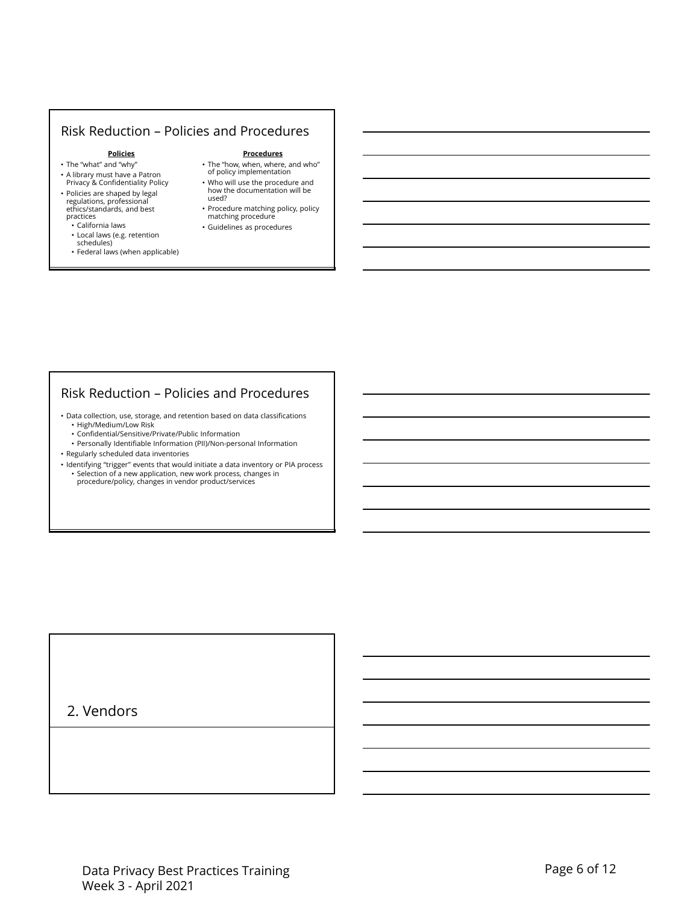## Risk Reduction – Policies and Procedures

**Policies**

- The "what" and "why"
- A library must have a Patron Privacy & Confidentiality Policy
- Policies are shaped by legal regulations, professional ethics/standards, and best practices
  - California laws
  - Local laws (e.g. retention schedules)
  - Federal laws (when applicable)

**Procedures**

- The "how, when, where, and who" of policy implementation
- Who will use the procedure and how the documentation will be used?
- Procedure matching policy, policy matching procedure
- Guidelines as procedures

## Risk Reduction – Policies and Procedures

- Data collection, use, storage, and retention based on data classifications
  - High/Medium/Low Risk
  - Confidential/Sensitive/Private/Public Information
  - Personally Identifiable Information (PII)/Non-personal Information
- Regularly scheduled data inventories
- Identifying "trigger" events that would initiate a data inventory or PIA process
  - Selection of a new application, new work process, changes in procedure/policy, changes in vendor product/services

## 2. Vendors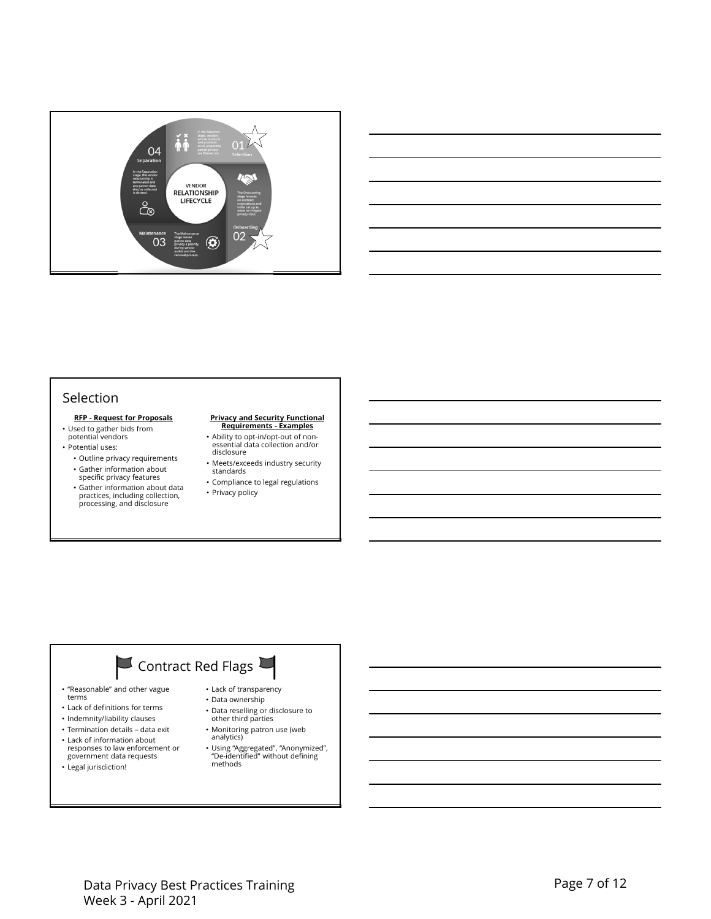VENDOR RELATIONSHIP LIFECYCLE

01 Selection

In the Selection stage, vendors whose products and practices could jeopardize patron privacy are filtered out.

02 Onboarding

The Onboarding stage focuses on contract negotiations and initial set up as areas to mitigate privacy risks.

03 Maintenance

The Maintenance stage makes patron data privacy a priority during vendor audits and the renewal process.

04 Separation

In the Separation stage, the vendor relationship is terminated and any patron data they've collected is deleted.

## Selection

**RFP - Request for Proposals**

- Used to gather bids from potential vendors
- Potential uses:
  - Outline privacy requirements
  - Gather information about specific privacy features
  - Gather information about data practices, including collection, processing, and disclosure

**Privacy and Security Functional Requirements - Examples**

- Ability to opt-in/opt-out of non-essential data collection and/or disclosure
- Meets/exceeds industry security standards
- Compliance to legal regulations
- Privacy policy

## Contract Red Flags

- "Reasonable" and other vague terms
- Lack of definitions for terms
- Indemnity/liability clauses
- Termination details – data exit
- Lack of information about responses to law enforcement or government data requests
- Legal jurisdiction!
- Lack of transparency
- Data ownership
- Data reselling or disclosure to other third parties
- Monitoring patron use (web analytics)
- Using "Aggregated", "Anonymized", "De-identified" without defining methods

Data Privacy Best Practices Training
Week 3 - April 2021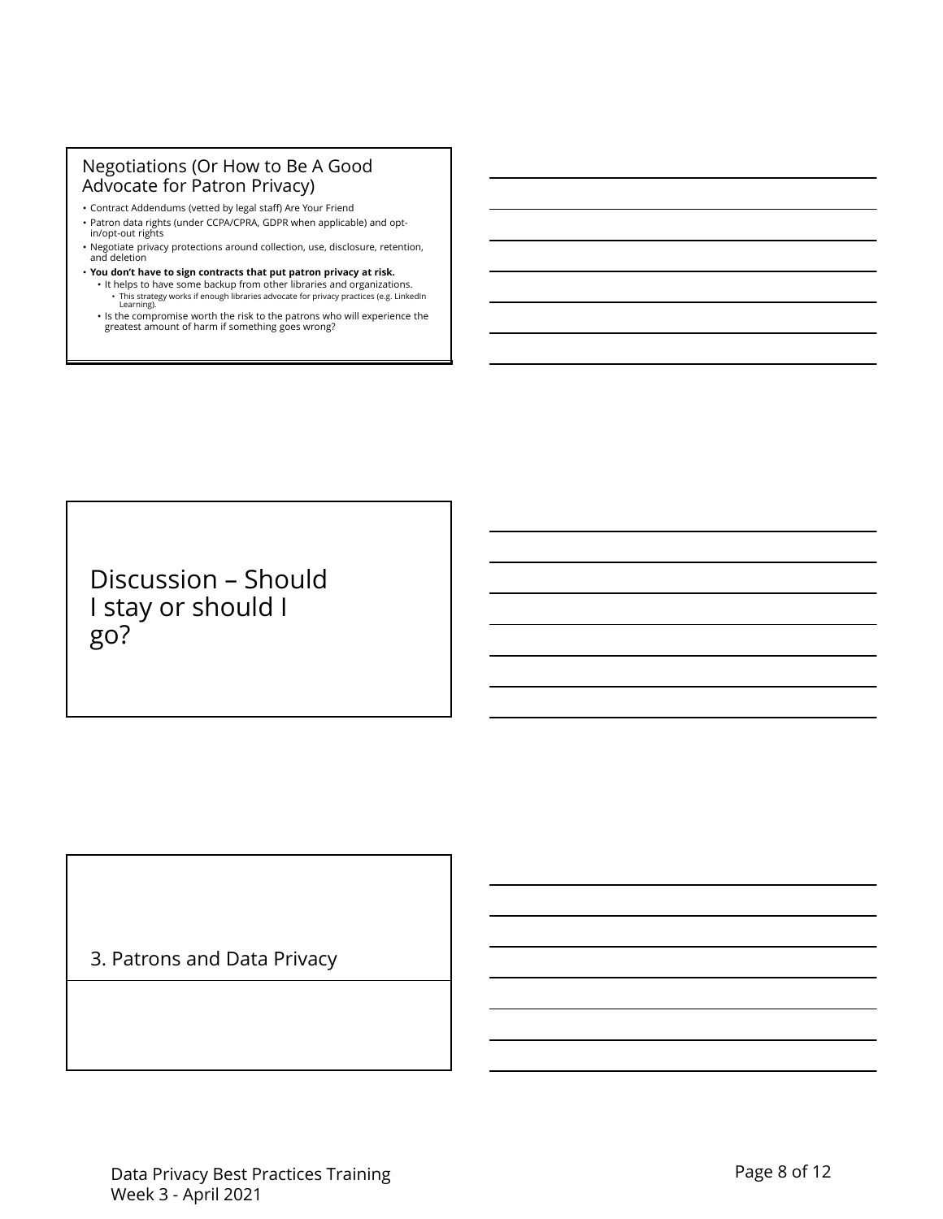## Negotiations (Or How to Be A Good Advocate for Patron Privacy)

- Contract Addendums (vetted by legal staff) Are Your Friend
- Patron data rights (under CCPA/CPRA, GDPR when applicable) and opt-in/opt-out rights
- Negotiate privacy protections around collection, use, disclosure, retention, and deletion
- **You don't have to sign contracts that put patron privacy at risk.**
  - It helps to have some backup from other libraries and organizations.
    - This strategy works if enough libraries advocate for privacy practices (e.g. LinkedIn Learning).
  - Is the compromise worth the risk to the patrons who will experience the greatest amount of harm if something goes wrong?

## Discussion – Should I stay or should I go?

## 3. Patrons and Data Privacy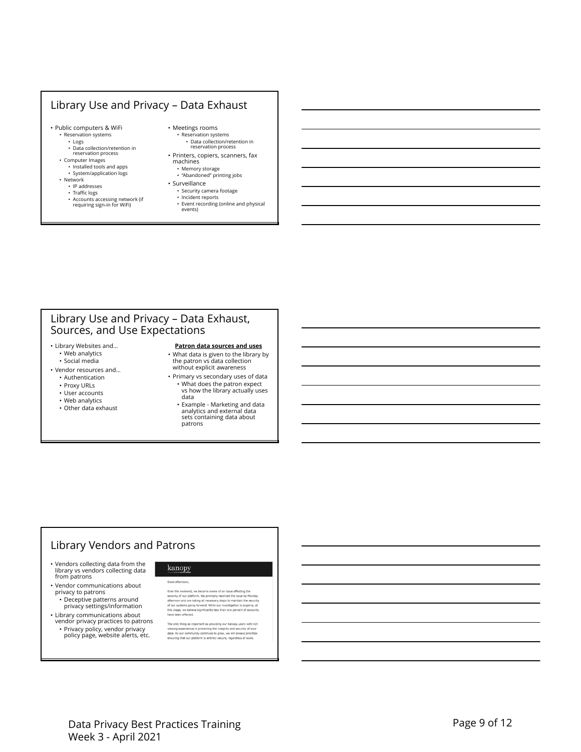## Library Use and Privacy – Data Exhaust

- Public computers & WiFi
  - Reservation systems
    - Logs
    - Data collection/retention in reservation process
  - Computer Images
    - Installed tools and apps
    - System/application logs
  - Network
    - IP addresses
    - Traffic logs
    - Accounts accessing network (if requiring sign-in for WiFi)
- Meetings rooms
  - Reservation systems
    - Data collection/retention in reservation process
- Printers, copiers, scanners, fax machines
  - Memory storage
  - "Abandoned" printing jobs
- Surveillance
  - Security camera footage
  - Incident reports
  - Event recording (online and physical events)

## Library Use and Privacy – Data Exhaust, Sources, and Use Expectations

- Library Websites and…
  - Web analytics
  - Social media
- Vendor resources and…
  - Authentication
  - Proxy URLs
  - User accounts
  - Web analytics
  - Other data exhaust

**Patron data sources and uses**

- What data is given to the library by the patron vs data collection without explicit awareness
- Primary vs secondary uses of data
  - What does the patron expect vs how the library actually uses data
  - Example - Marketing and data analytics and external data sets containing data about patrons

## Library Vendors and Patrons

- Vendors collecting data from the library vs vendors collecting data from patrons
- Vendor communications about privacy to patrons
  - Deceptive patterns around privacy settings/information
- Library communications about vendor privacy practices to patrons
  - Privacy policy, vendor privacy policy page, website alerts, etc.

kanopy

Good afternoon,

Over the weekend, we became aware of an issue affecting the security of our platform. We promptly resolved the issue by Monday afternoon and are taking all necessary steps to maintain the security of our systems going forward. While our investigation is ongoing, at this stage, we believe significantly less than one percent of accounts have been affected.

The only thing as important as providing our Kanopy users with rich viewing experiences is protecting the integrity and security of your data. As our community continues to grow, we will always prioritize ensuring that our platform is entirely secure, regardless of scale.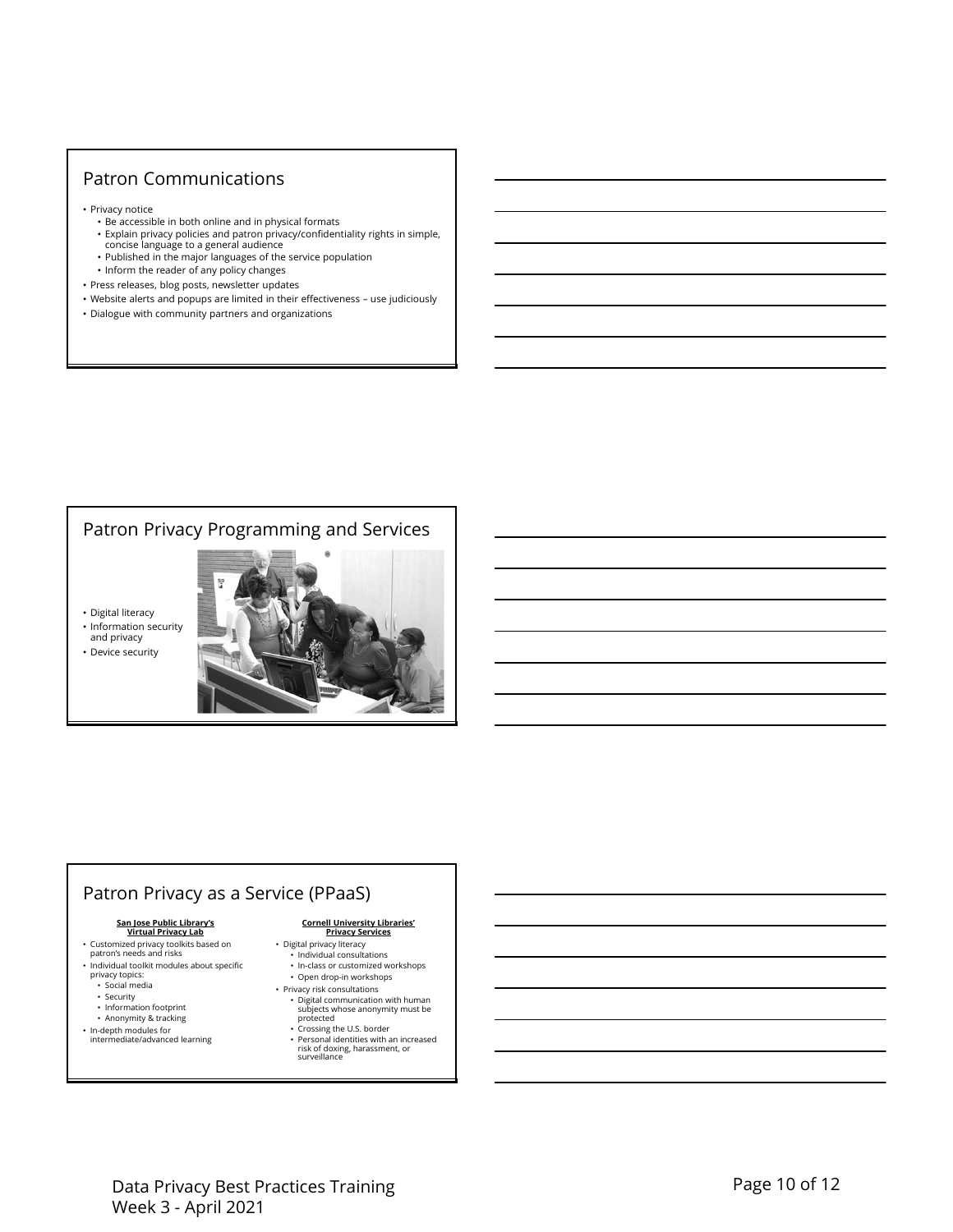## Patron Communications

- Privacy notice
  - Be accessible in both online and in physical formats
  - Explain privacy policies and patron privacy/confidentiality rights in simple, concise language to a general audience
  - Published in the major languages of the service population
  - Inform the reader of any policy changes
- Press releases, blog posts, newsletter updates
- Website alerts and popups are limited in their effectiveness – use judiciously
- Dialogue with community partners and organizations

## Patron Privacy Programming and Services

- Digital literacy
- Information security and privacy
- Device security

## Patron Privacy as a Service (PPaaS)

**San Jose Public Library's Virtual Privacy Lab**

- Customized privacy toolkits based on patron's needs and risks
- Individual toolkit modules about specific privacy topics:
  - Social media
  - Security
  - Information footprint
  - Anonymity & tracking
- In-depth modules for intermediate/advanced learning

**Cornell University Libraries' Privacy Services**

- Digital privacy literacy
  - Individual consultations
  - In-class or customized workshops
  - Open drop-in workshops
- Privacy risk consultations
  - Digital communication with human subjects whose anonymity must be protected
  - Crossing the U.S. border
  - Personal identities with an increased risk of doxing, harassment, or surveillance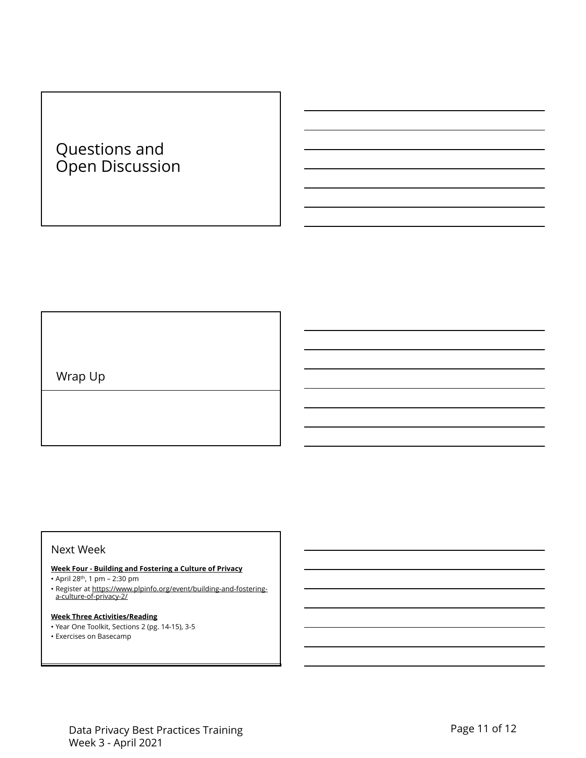## Questions and Open Discussion

## Wrap Up

## Next Week

**Week Four - Building and Fostering a Culture of Privacy**

- April 28th, 1 pm – 2:30 pm
- Register at https://www.plpinfo.org/event/building-and-fostering-a-culture-of-privacy-2/

**Week Three Activities/Reading**

- Year One Toolkit, Sections 2 (pg. 14-15), 3-5
- Exercises on Basecamp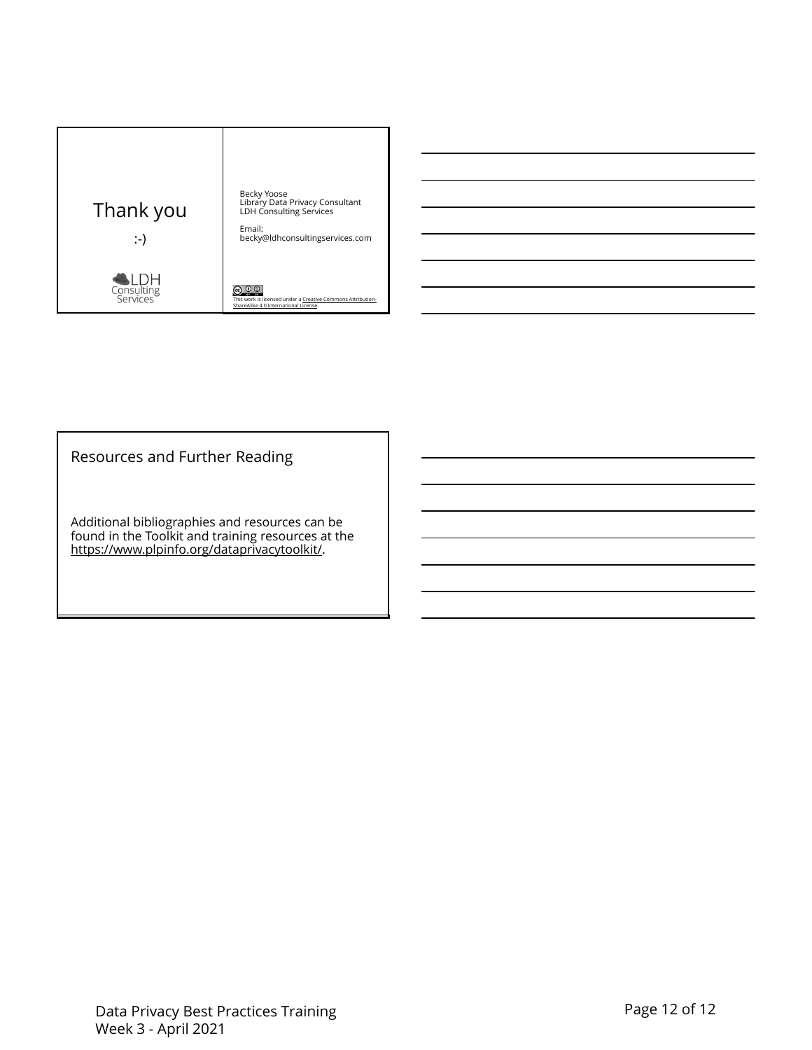# Thank you

:-)

LDH Consulting Services

Becky Yoose
Library Data Privacy Consultant
LDH Consulting Services

Email:
becky@ldhconsultingservices.com

This work is licensed under a Creative Commons Attribution-ShareAlike 4.0 International License.

## Resources and Further Reading

Additional bibliographies and resources can be found in the Toolkit and training resources at the https://www.plpinfo.org/dataprivacytoolkit/.